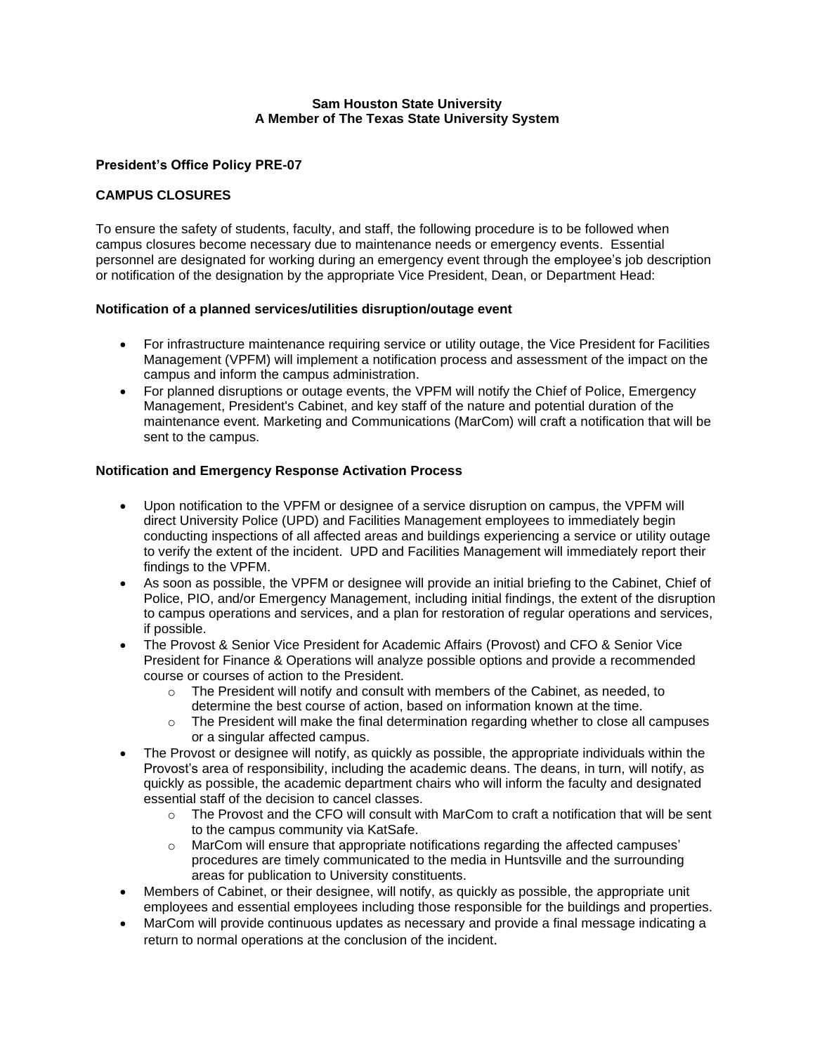**Sam Houston State University**
**A Member of The Texas State University System**

## President's Office Policy PRE-07

## CAMPUS CLOSURES

To ensure the safety of students, faculty, and staff, the following procedure is to be followed when campus closures become necessary due to maintenance needs or emergency events. Essential personnel are designated for working during an emergency event through the employee's job description or notification of the designation by the appropriate Vice President, Dean, or Department Head:

### Notification of a planned services/utilities disruption/outage event

- For infrastructure maintenance requiring service or utility outage, the Vice President for Facilities Management (VPFM) will implement a notification process and assessment of the impact on the campus and inform the campus administration.
- For planned disruptions or outage events, the VPFM will notify the Chief of Police, Emergency Management, President's Cabinet, and key staff of the nature and potential duration of the maintenance event. Marketing and Communications (MarCom) will craft a notification that will be sent to the campus.

### Notification and Emergency Response Activation Process

- Upon notification to the VPFM or designee of a service disruption on campus, the VPFM will direct University Police (UPD) and Facilities Management employees to immediately begin conducting inspections of all affected areas and buildings experiencing a service or utility outage to verify the extent of the incident. UPD and Facilities Management will immediately report their findings to the VPFM.
- As soon as possible, the VPFM or designee will provide an initial briefing to the Cabinet, Chief of Police, PIO, and/or Emergency Management, including initial findings, the extent of the disruption to campus operations and services, and a plan for restoration of regular operations and services, if possible.
- The Provost & Senior Vice President for Academic Affairs (Provost) and CFO & Senior Vice President for Finance & Operations will analyze possible options and provide a recommended course or courses of action to the President.
  - The President will notify and consult with members of the Cabinet, as needed, to determine the best course of action, based on information known at the time.
  - The President will make the final determination regarding whether to close all campuses or a singular affected campus.
- The Provost or designee will notify, as quickly as possible, the appropriate individuals within the Provost's area of responsibility, including the academic deans. The deans, in turn, will notify, as quickly as possible, the academic department chairs who will inform the faculty and designated essential staff of the decision to cancel classes.
  - The Provost and the CFO will consult with MarCom to craft a notification that will be sent to the campus community via KatSafe.
  - MarCom will ensure that appropriate notifications regarding the affected campuses' procedures are timely communicated to the media in Huntsville and the surrounding areas for publication to University constituents.
- Members of Cabinet, or their designee, will notify, as quickly as possible, the appropriate unit employees and essential employees including those responsible for the buildings and properties.
- MarCom will provide continuous updates as necessary and provide a final message indicating a return to normal operations at the conclusion of the incident.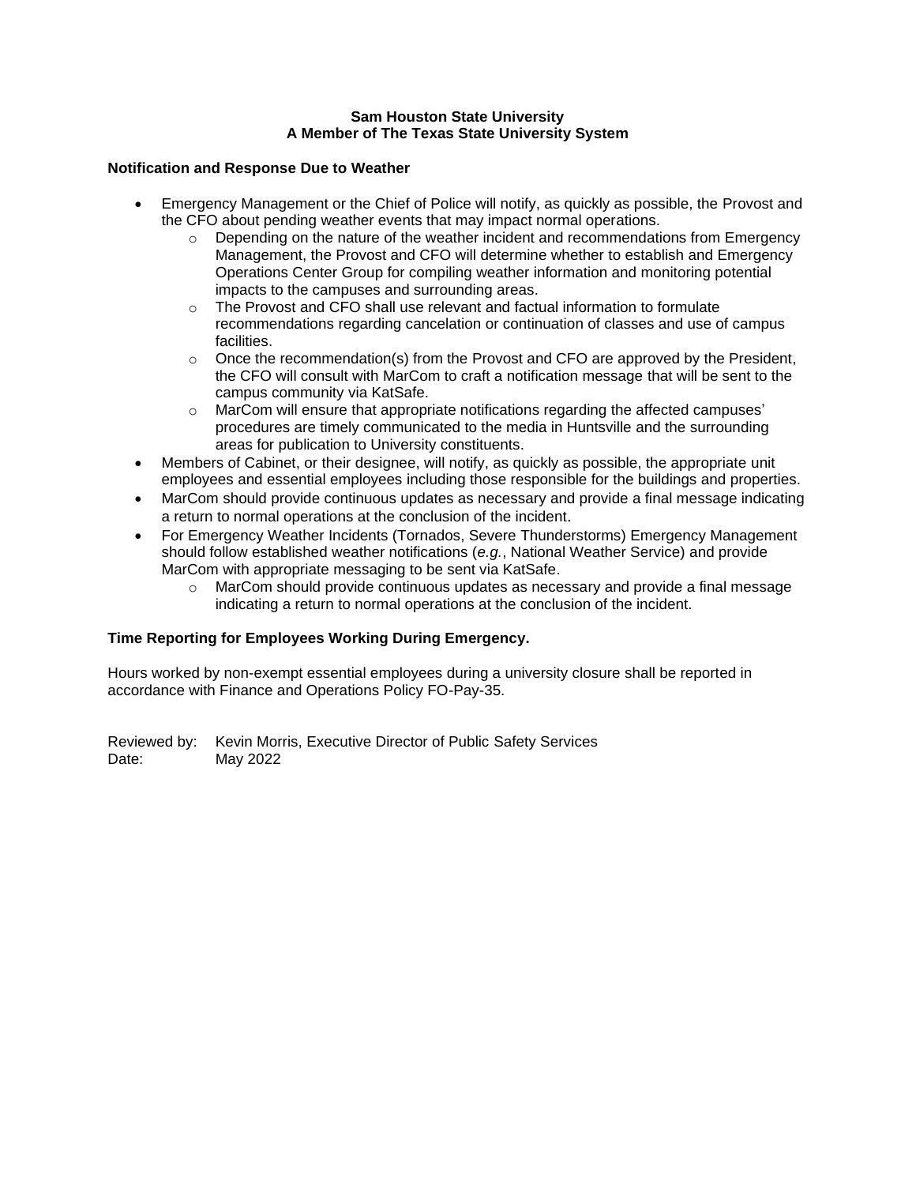**Sam Houston State University**
**A Member of The Texas State University System**

**Notification and Response Due to Weather**

- Emergency Management or the Chief of Police will notify, as quickly as possible, the Provost and the CFO about pending weather events that may impact normal operations.
  - Depending on the nature of the weather incident and recommendations from Emergency Management, the Provost and CFO will determine whether to establish and Emergency Operations Center Group for compiling weather information and monitoring potential impacts to the campuses and surrounding areas.
  - The Provost and CFO shall use relevant and factual information to formulate recommendations regarding cancelation or continuation of classes and use of campus facilities.
  - Once the recommendation(s) from the Provost and CFO are approved by the President, the CFO will consult with MarCom to craft a notification message that will be sent to the campus community via KatSafe.
  - MarCom will ensure that appropriate notifications regarding the affected campuses' procedures are timely communicated to the media in Huntsville and the surrounding areas for publication to University constituents.
- Members of Cabinet, or their designee, will notify, as quickly as possible, the appropriate unit employees and essential employees including those responsible for the buildings and properties.
- MarCom should provide continuous updates as necessary and provide a final message indicating a return to normal operations at the conclusion of the incident.
- For Emergency Weather Incidents (Tornados, Severe Thunderstorms) Emergency Management should follow established weather notifications (*e.g.*, National Weather Service) and provide MarCom with appropriate messaging to be sent via KatSafe.
  - MarCom should provide continuous updates as necessary and provide a final message indicating a return to normal operations at the conclusion of the incident.

**Time Reporting for Employees Working During Emergency.**

Hours worked by non-exempt essential employees during a university closure shall be reported in accordance with Finance and Operations Policy FO-Pay-35.

Reviewed by: Kevin Morris, Executive Director of Public Safety Services
Date: May 2022